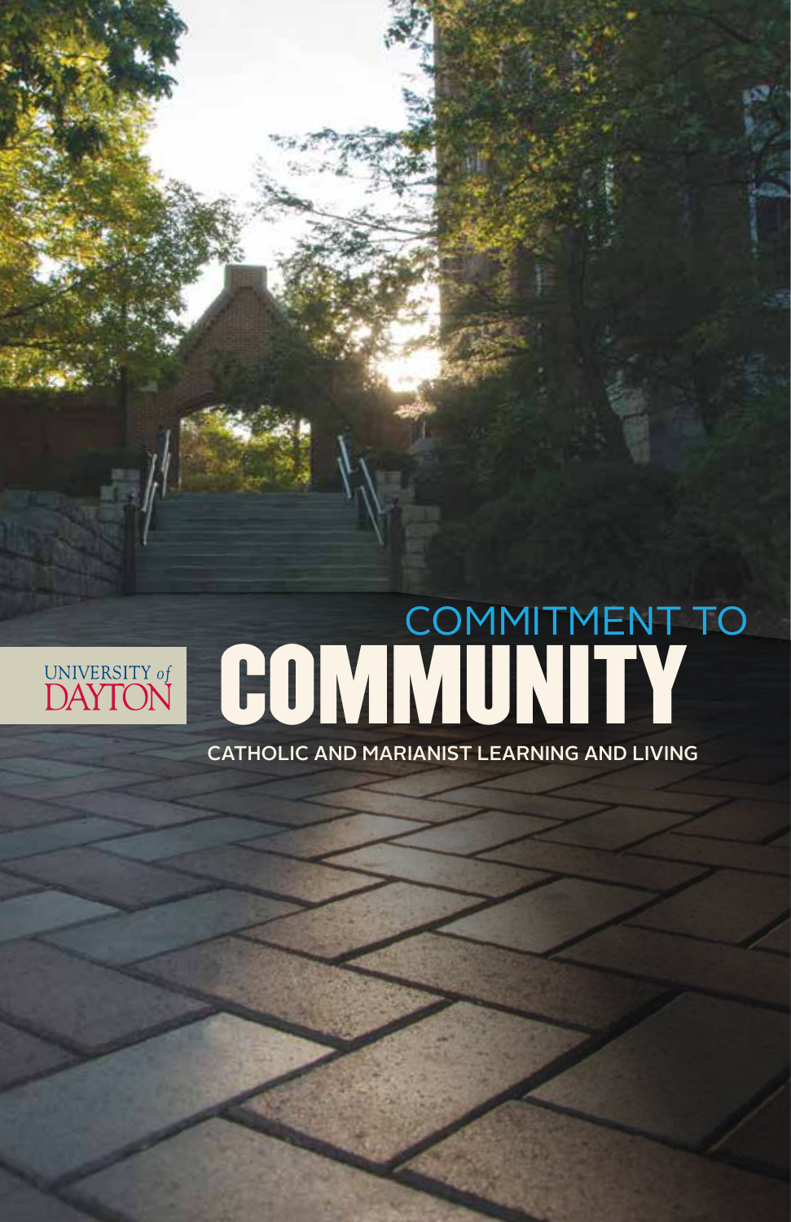UNIVERSITY of DAYTON

# COMMITMENT TO COMMUNITY

CATHOLIC AND MARIANIST LEARNING AND LIVING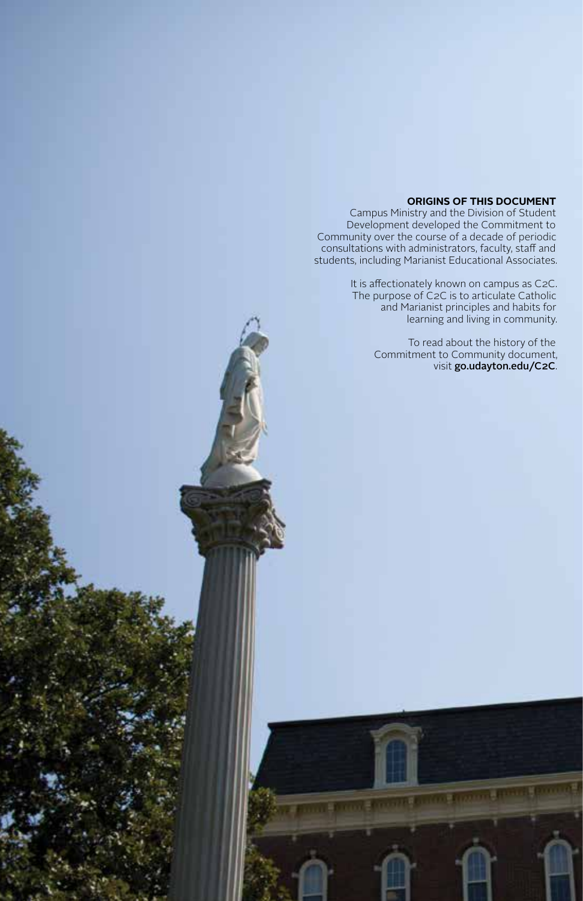## ORIGINS OF THIS DOCUMENT

Campus Ministry and the Division of Student Development developed the Commitment to Community over the course of a decade of periodic consultations with administrators, faculty, staff and students, including Marianist Educational Associates.

It is affectionately known on campus as C2C. The purpose of C2C is to articulate Catholic and Marianist principles and habits for learning and living in community.

To read about the history of the Commitment to Community document, visit **go.udayton.edu/C2C**.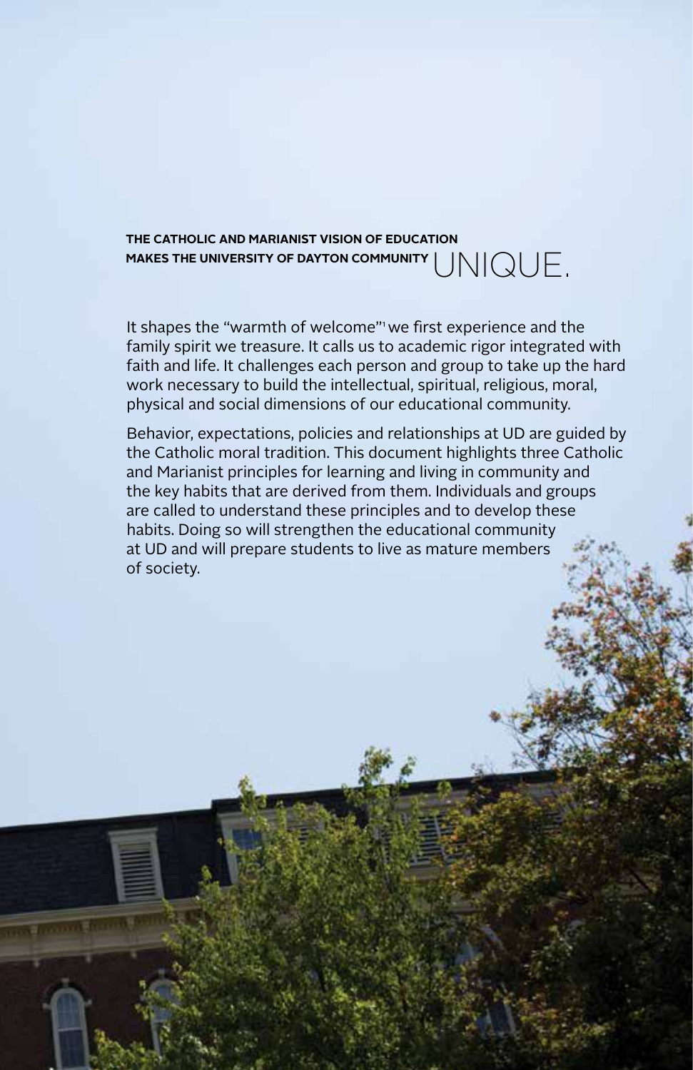## THE CATHOLIC AND MARIANIST VISION OF EDUCATION MAKES THE UNIVERSITY OF DAYTON COMMUNITY UNIQUE.

It shapes the "warmth of welcome"[1] we first experience and the family spirit we treasure. It calls us to academic rigor integrated with faith and life. It challenges each person and group to take up the hard work necessary to build the intellectual, spiritual, religious, moral, physical and social dimensions of our educational community.

Behavior, expectations, policies and relationships at UD are guided by the Catholic moral tradition. This document highlights three Catholic and Marianist principles for learning and living in community and the key habits that are derived from them. Individuals and groups are called to understand these principles and to develop these habits. Doing so will strengthen the educational community at UD and will prepare students to live as mature members of society.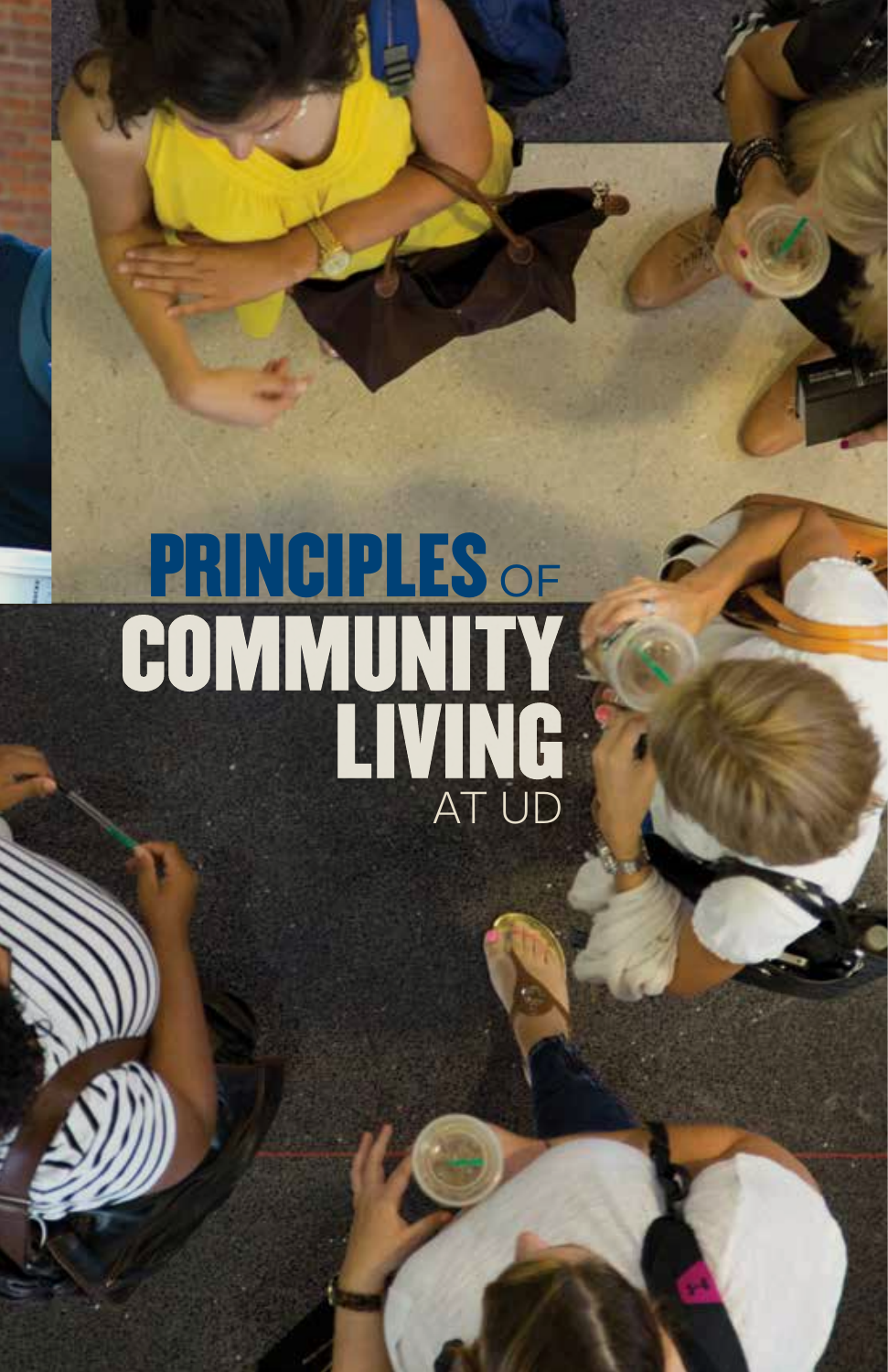# PRINCIPLES OF COMMUNITY LIVING AT UD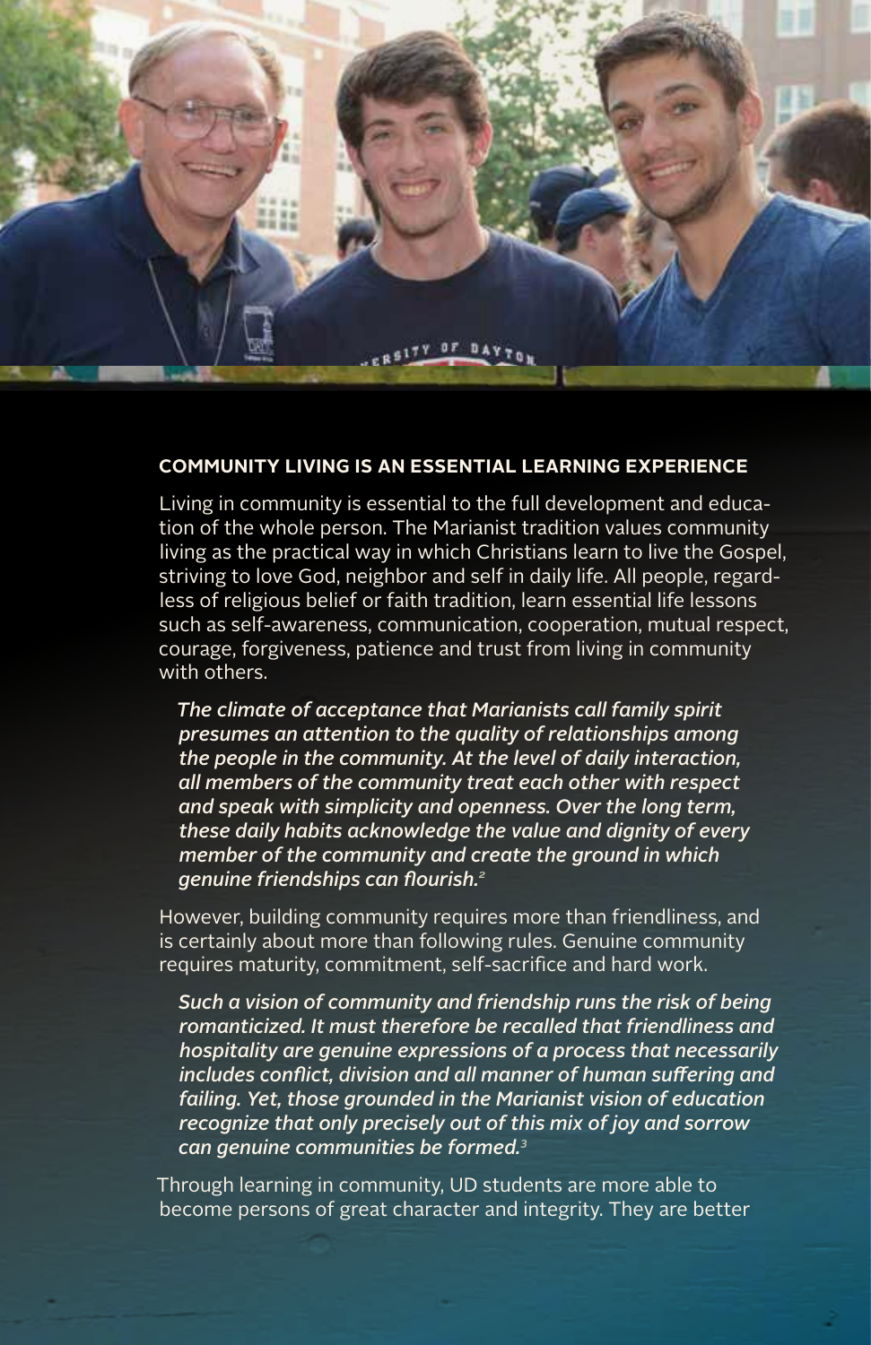## COMMUNITY LIVING IS AN ESSENTIAL LEARNING EXPERIENCE

Living in community is essential to the full development and education of the whole person. The Marianist tradition values community living as the practical way in which Christians learn to live the Gospel, striving to love God, neighbor and self in daily life. All people, regardless of religious belief or faith tradition, learn essential life lessons such as self-awareness, communication, cooperation, mutual respect, courage, forgiveness, patience and trust from living in community with others.

> *The climate of acceptance that Marianists call family spirit presumes an attention to the quality of relationships among the people in the community. At the level of daily interaction, all members of the community treat each other with respect and speak with simplicity and openness. Over the long term, these daily habits acknowledge the value and dignity of every member of the community and create the ground in which genuine friendships can flourish.*[2]

However, building community requires more than friendliness, and is certainly about more than following rules. Genuine community requires maturity, commitment, self-sacrifice and hard work.

> *Such a vision of community and friendship runs the risk of being romanticized. It must therefore be recalled that friendliness and hospitality are genuine expressions of a process that necessarily includes conflict, division and all manner of human suffering and failing. Yet, those grounded in the Marianist vision of education recognize that only precisely out of this mix of joy and sorrow can genuine communities be formed.*[3]

Through learning in community, UD students are more able to become persons of great character and integrity. They are better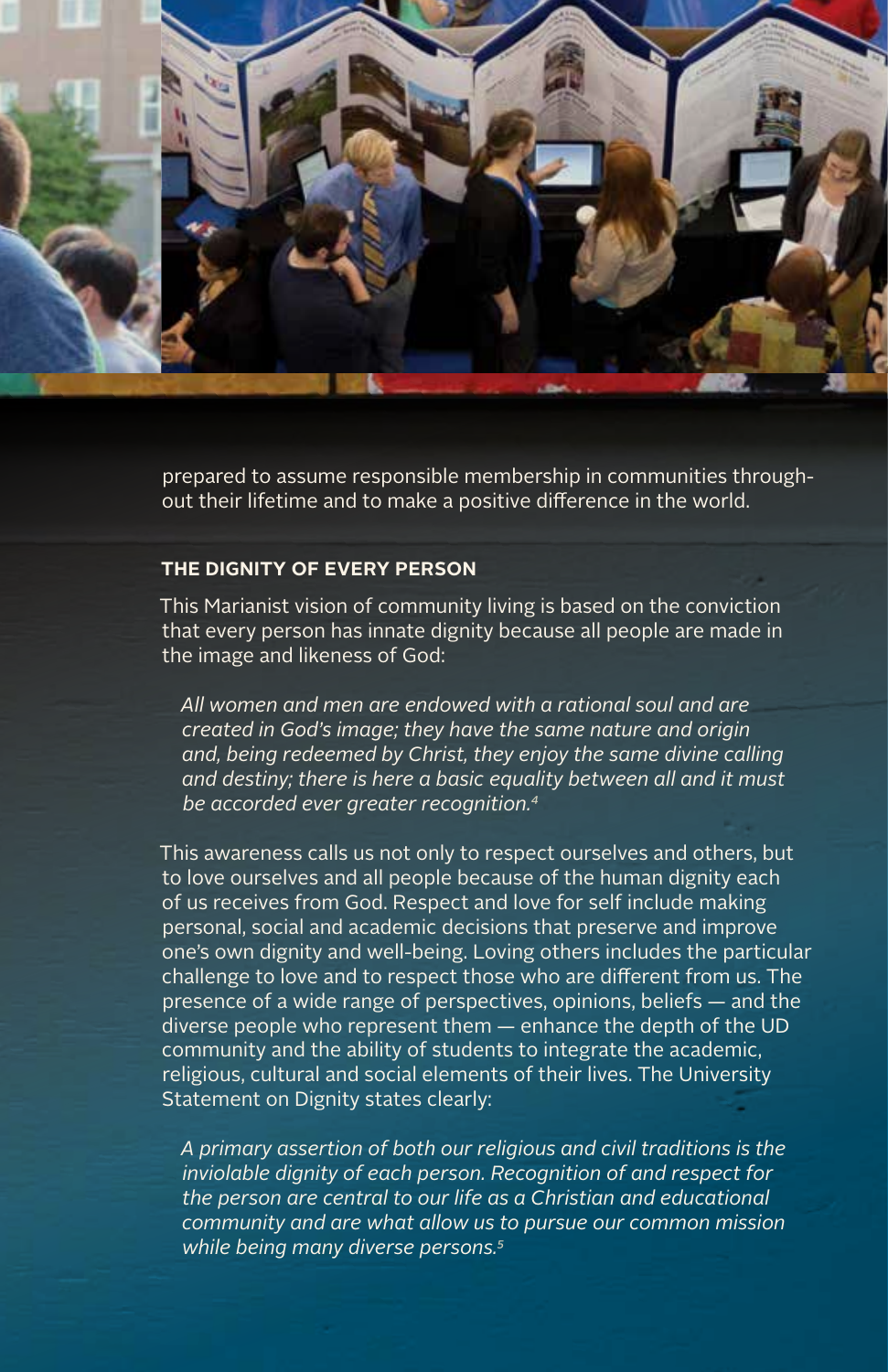prepared to assume responsible membership in communities throughout their lifetime and to make a positive difference in the world.

## THE DIGNITY OF EVERY PERSON

This Marianist vision of community living is based on the conviction that every person has innate dignity because all people are made in the image and likeness of God:

> *All women and men are endowed with a rational soul and are created in God's image; they have the same nature and origin and, being redeemed by Christ, they enjoy the same divine calling and destiny; there is here a basic equality between all and it must be accorded ever greater recognition.*[4]

This awareness calls us not only to respect ourselves and others, but to love ourselves and all people because of the human dignity each of us receives from God. Respect and love for self include making personal, social and academic decisions that preserve and improve one's own dignity and well-being. Loving others includes the particular challenge to love and to respect those who are different from us. The presence of a wide range of perspectives, opinions, beliefs — and the diverse people who represent them — enhance the depth of the UD community and the ability of students to integrate the academic, religious, cultural and social elements of their lives. The University Statement on Dignity states clearly:

> *A primary assertion of both our religious and civil traditions is the inviolable dignity of each person. Recognition of and respect for the person are central to our life as a Christian and educational community and are what allow us to pursue our common mission while being many diverse persons.*[5]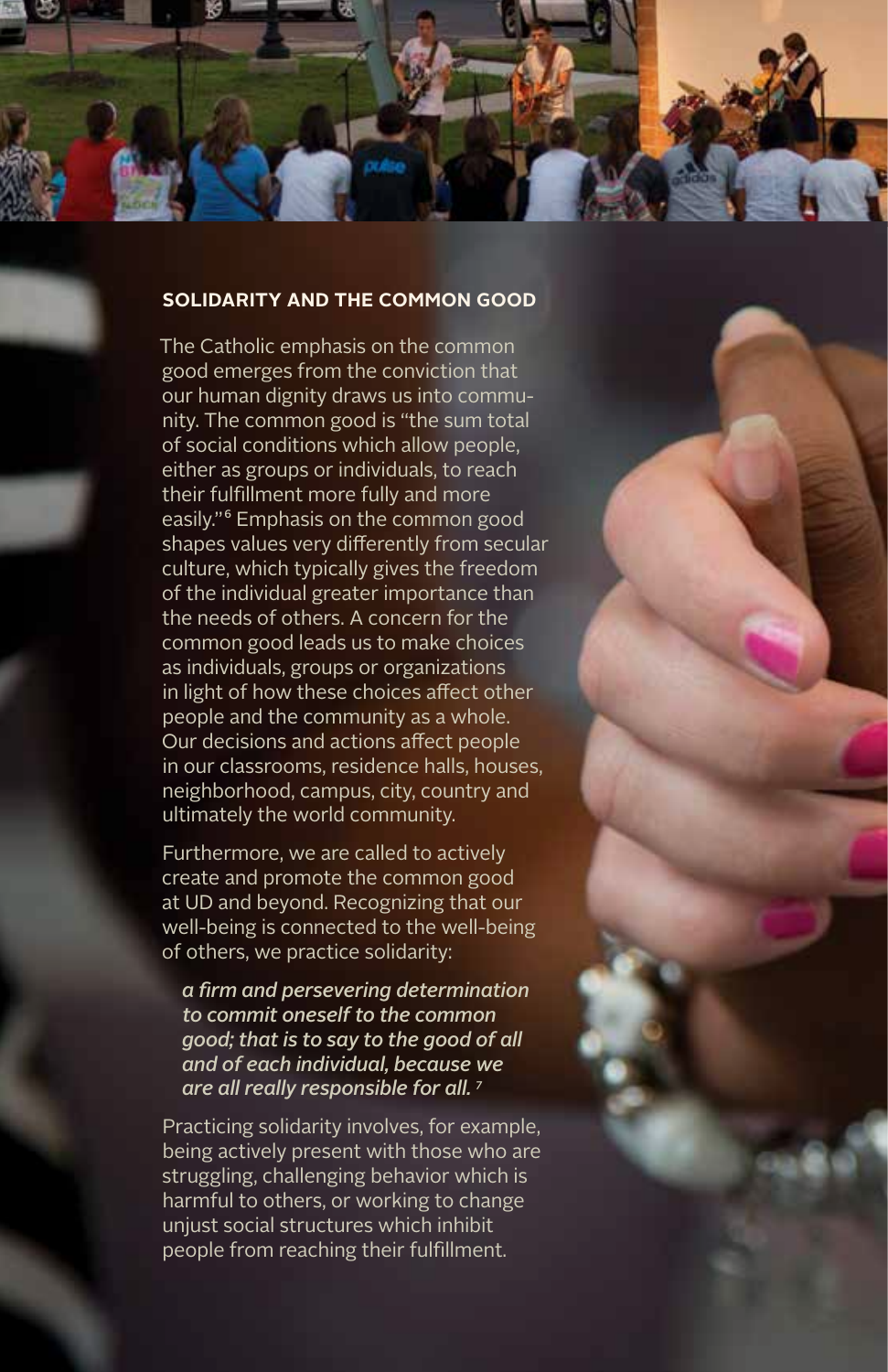## SOLIDARITY AND THE COMMON GOOD

The Catholic emphasis on the common good emerges from the conviction that our human dignity draws us into community. The common good is "the sum total of social conditions which allow people, either as groups or individuals, to reach their fulfillment more fully and more easily."[6] Emphasis on the common good shapes values very differently from secular culture, which typically gives the freedom of the individual greater importance than the needs of others. A concern for the common good leads us to make choices as individuals, groups or organizations in light of how these choices affect other people and the community as a whole. Our decisions and actions affect people in our classrooms, residence halls, houses, neighborhood, campus, city, country and ultimately the world community.

Furthermore, we are called to actively create and promote the common good at UD and beyond. Recognizing that our well-being is connected to the well-being of others, we practice solidarity:

> ***a firm and persevering determination to commit oneself to the common good; that is to say to the good of all and of each individual, because we are all really responsible for all.*** [7]

Practicing solidarity involves, for example, being actively present with those who are struggling, challenging behavior which is harmful to others, or working to change unjust social structures which inhibit people from reaching their fulfillment.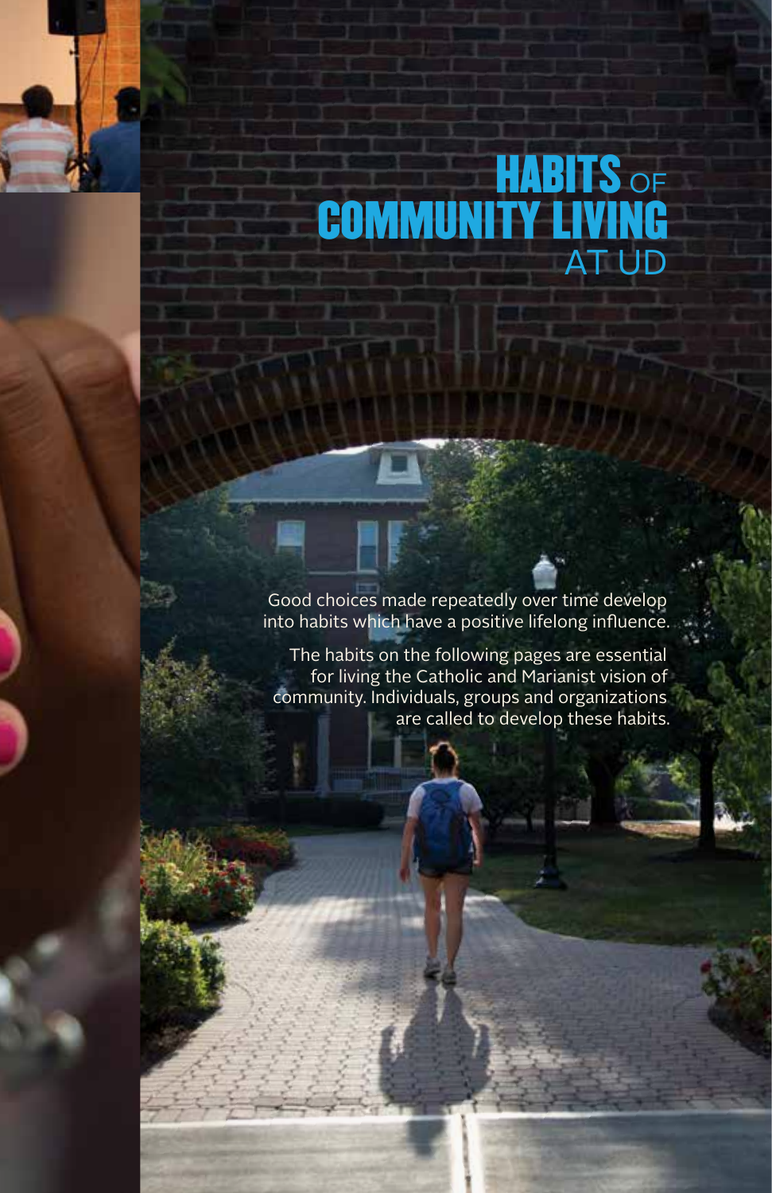# HABITS OF COMMUNITY LIVING AT UD

Good choices made repeatedly over time develop into habits which have a positive lifelong influence.

The habits on the following pages are essential for living the Catholic and Marianist vision of community. Individuals, groups and organizations are called to develop these habits.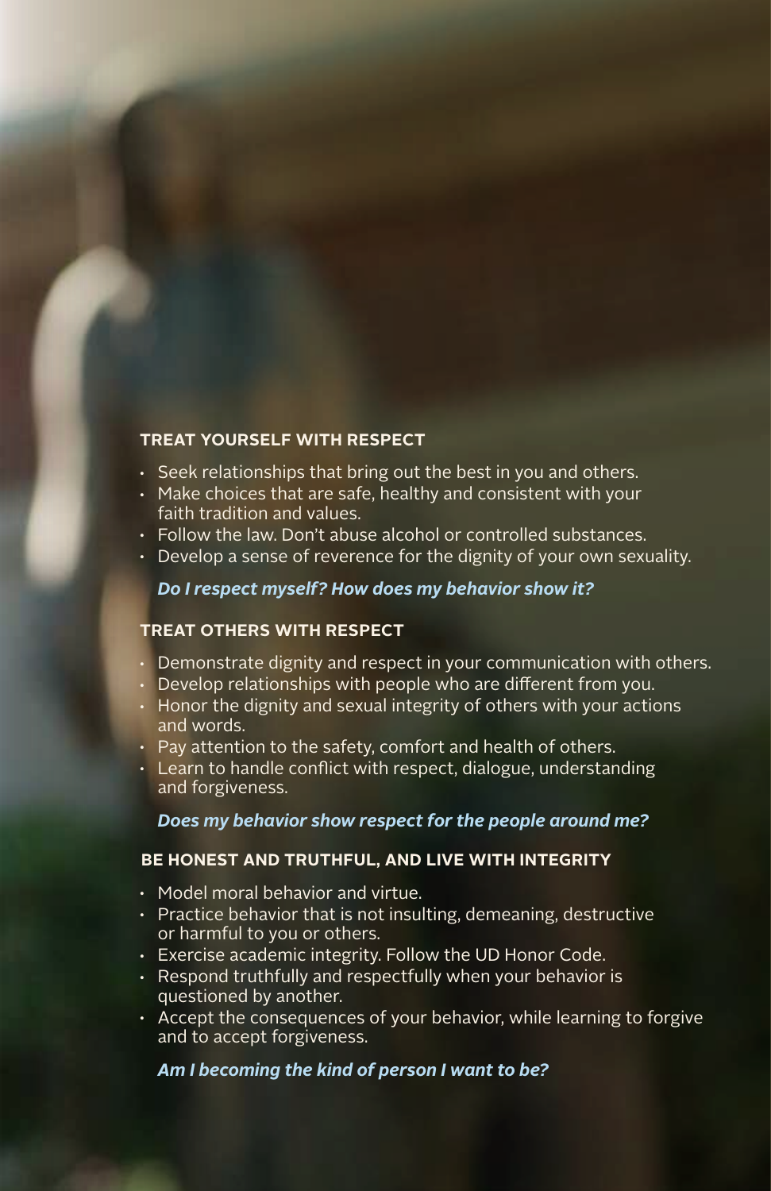### TREAT YOURSELF WITH RESPECT

- Seek relationships that bring out the best in you and others.
- Make choices that are safe, healthy and consistent with your faith tradition and values.
- Follow the law. Don't abuse alcohol or controlled substances.
- Develop a sense of reverence for the dignity of your own sexuality.

***Do I respect myself? How does my behavior show it?***

### TREAT OTHERS WITH RESPECT

- Demonstrate dignity and respect in your communication with others.
- Develop relationships with people who are different from you.
- Honor the dignity and sexual integrity of others with your actions and words.
- Pay attention to the safety, comfort and health of others.
- Learn to handle conflict with respect, dialogue, understanding and forgiveness.

***Does my behavior show respect for the people around me?***

### BE HONEST AND TRUTHFUL, AND LIVE WITH INTEGRITY

- Model moral behavior and virtue.
- Practice behavior that is not insulting, demeaning, destructive or harmful to you or others.
- Exercise academic integrity. Follow the UD Honor Code.
- Respond truthfully and respectfully when your behavior is questioned by another.
- Accept the consequences of your behavior, while learning to forgive and to accept forgiveness.

***Am I becoming the kind of person I want to be?***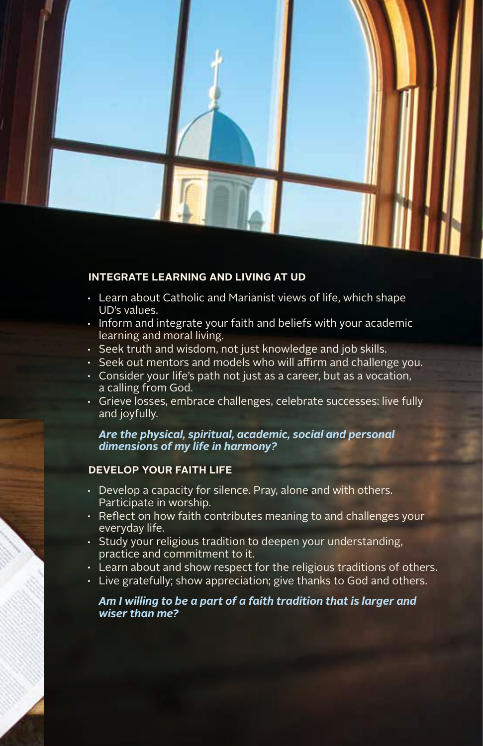## INTEGRATE LEARNING AND LIVING AT UD

- Learn about Catholic and Marianist views of life, which shape UD's values.
- Inform and integrate your faith and beliefs with your academic learning and moral living.
- Seek truth and wisdom, not just knowledge and job skills.
- Seek out mentors and models who will affirm and challenge you.
- Consider your life's path not just as a career, but as a vocation, a calling from God.
- Grieve losses, embrace challenges, celebrate successes: live fully and joyfully.

***Are the physical, spiritual, academic, social and personal dimensions of my life in harmony?***

## DEVELOP YOUR FAITH LIFE

- Develop a capacity for silence. Pray, alone and with others. Participate in worship.
- Reflect on how faith contributes meaning to and challenges your everyday life.
- Study your religious tradition to deepen your understanding, practice and commitment to it.
- Learn about and show respect for the religious traditions of others.
- Live gratefully; show appreciation; give thanks to God and others.

***Am I willing to be a part of a faith tradition that is larger and wiser than me?***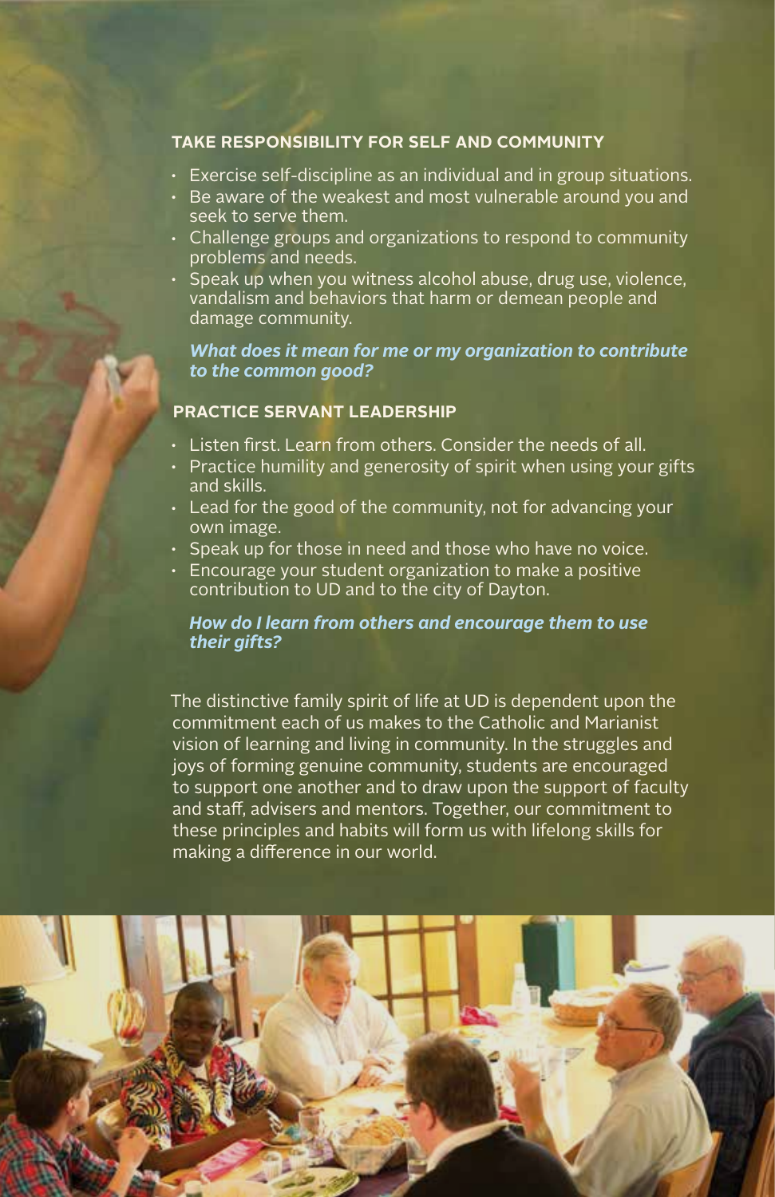### TAKE RESPONSIBILITY FOR SELF AND COMMUNITY

- Exercise self-discipline as an individual and in group situations.
- Be aware of the weakest and most vulnerable around you and seek to serve them.
- Challenge groups and organizations to respond to community problems and needs.
- Speak up when you witness alcohol abuse, drug use, violence, vandalism and behaviors that harm or demean people and damage community.

***What does it mean for me or my organization to contribute to the common good?***

### PRACTICE SERVANT LEADERSHIP

- Listen first. Learn from others. Consider the needs of all.
- Practice humility and generosity of spirit when using your gifts and skills.
- Lead for the good of the community, not for advancing your own image.
- Speak up for those in need and those who have no voice.
- Encourage your student organization to make a positive contribution to UD and to the city of Dayton.

***How do I learn from others and encourage them to use their gifts?***

The distinctive family spirit of life at UD is dependent upon the commitment each of us makes to the Catholic and Marianist vision of learning and living in community. In the struggles and joys of forming genuine community, students are encouraged to support one another and to draw upon the support of faculty and staff, advisers and mentors. Together, our commitment to these principles and habits will form us with lifelong skills for making a difference in our world.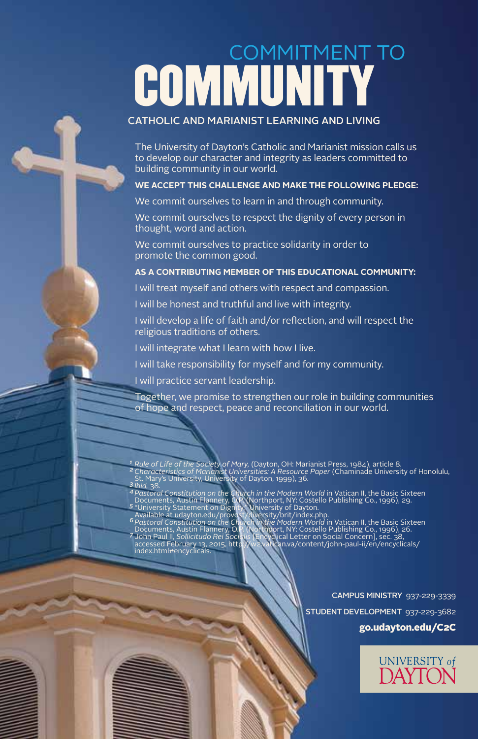# COMMITMENT TO COMMUNITY

## CATHOLIC AND MARIANIST LEARNING AND LIVING

The University of Dayton's Catholic and Marianist mission calls us to develop our character and integrity as leaders committed to building community in our world.

**WE ACCEPT THIS CHALLENGE AND MAKE THE FOLLOWING PLEDGE:**

We commit ourselves to learn in and through community.

We commit ourselves to respect the dignity of every person in thought, word and action.

We commit ourselves to practice solidarity in order to promote the common good.

**AS A CONTRIBUTING MEMBER OF THIS EDUCATIONAL COMMUNITY:**

I will treat myself and others with respect and compassion.

I will be honest and truthful and live with integrity.

I will develop a life of faith and/or reflection, and will respect the religious traditions of others.

I will integrate what I learn with how I live.

I will take responsibility for myself and for my community.

I will practice servant leadership.

Together, we promise to strengthen our role in building communities of hope and respect, peace and reconciliation in our world.

[1] *Rule of Life of the Society of Mary,* (Dayton, OH: Marianist Press, 1984), article 8.
[2] *Characteristics of Marianist Universities: A Resource Paper* (Chaminade University of Honolulu, St. Mary's University, University of Dayton, 1999), 36.
[3] *Ibid,* 38.
[4] *Pastoral Constitution on the Church in the Modern World* in Vatican II, the Basic Sixteen Documents, Austin Flannery, O.P. (Northport, NY: Costello Publishing Co., 1996), 29.
[5] "University Statement on Dignity," University of Dayton. Available at udayton.edu/provost/diversity/brit/index.php.
[6] *Pastoral Constitution on the Church in the Modern World* in Vatican II, the Basic Sixteen Documents, Austin Flannery, O.P. (Northport, NY: Costello Publishing Co., 1996), 26.
[7] John Paul II, *Sollicitudo Rei Socialis* [Encyclical Letter on Social Concern], sec. 38, accessed February 13, 2015, http://w2.vatican.va/content/john-paul-ii/en/encyclicals/index.html#encyclicals.

**CAMPUS MINISTRY** 937-229-3339

**STUDENT DEVELOPMENT** 937-229-3682

**go.udayton.edu/C2C**

UNIVERSITY *of* DAYTON